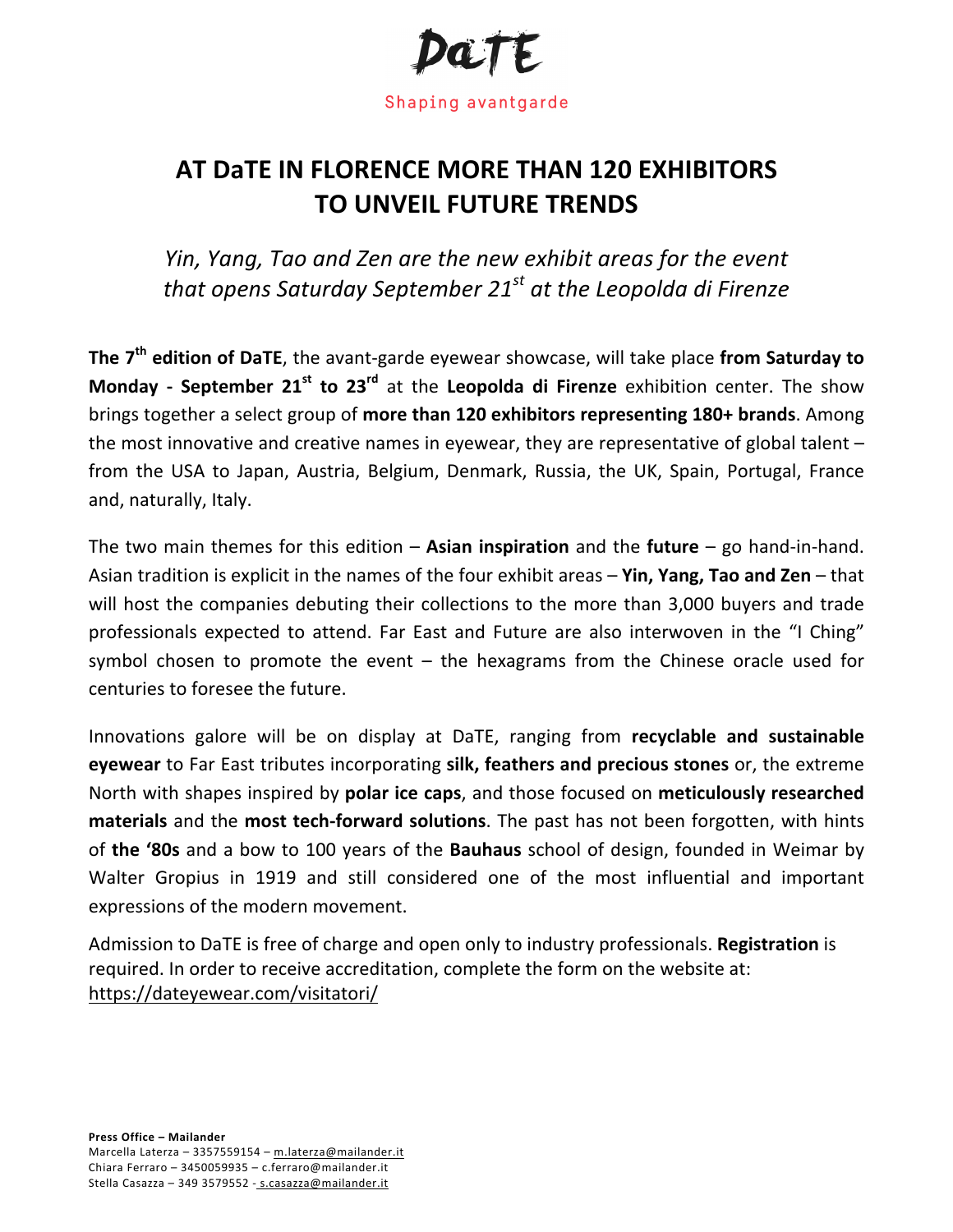DaTE

Shaping avantgarde

# AT DaTE IN FLORENCE MORE THAN 120 EXHIBITORS TO UNVEIL FUTURE TRENDS

*Yin, Yang, Tao and Zen are the new exhibit areas for the event that opens Saturday September 21st at the Leopolda di Firenze*

**The 7th edition of DaTE**, the avant-garde eyewear showcase, will take place **from Saturday to Monday - September 21st to 23rd** at the **Leopolda di Firenze** exhibition center. The show brings together a select group of **more than 120 exhibitors representing 180+ brands**. Among the most innovative and creative names in eyewear, they are representative of global talent – from the USA to Japan, Austria, Belgium, Denmark, Russia, the UK, Spain, Portugal, France and, naturally, Italy.

The two main themes for this edition – **Asian inspiration** and the **future** – go hand-in-hand. Asian tradition is explicit in the names of the four exhibit areas – **Yin, Yang, Tao and Zen** – that will host the companies debuting their collections to the more than 3,000 buyers and trade professionals expected to attend. Far East and Future are also interwoven in the "I Ching" symbol chosen to promote the event – the hexagrams from the Chinese oracle used for centuries to foresee the future.

Innovations galore will be on display at DaTE, ranging from **recyclable and sustainable eyewear** to Far East tributes incorporating **silk, feathers and precious stones** or, the extreme North with shapes inspired by **polar ice caps**, and those focused on **meticulously researched materials** and the **most tech-forward solutions**. The past has not been forgotten, with hints of **the '80s** and a bow to 100 years of the **Bauhaus** school of design, founded in Weimar by Walter Gropius in 1919 and still considered one of the most influential and important expressions of the modern movement.

Admission to DaTE is free of charge and open only to industry professionals. **Registration** is required. In order to receive accreditation, complete the form on the website at: https://dateyewear.com/visitatori/

**Press Office – Mailander**
Marcella Laterza – 3357559154 – m.laterza@mailander.it
Chiara Ferraro – 3450059935 – c.ferraro@mailander.it
Stella Casazza – 349 3579552 - s.casazza@mailander.it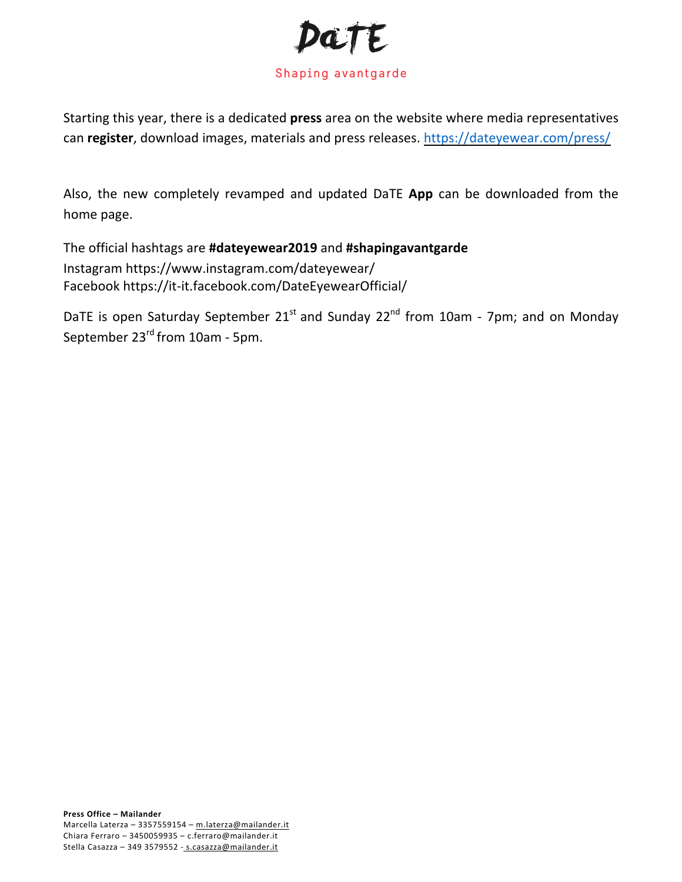DaTE

Shaping avantgarde

Starting this year, there is a dedicated **press** area on the website where media representatives can **register**, download images, materials and press releases. https://dateyewear.com/press/

Also, the new completely revamped and updated DaTE **App** can be downloaded from the home page.

The official hashtags are **#dateyewear2019** and **#shapingavantgarde**
Instagram https://www.instagram.com/dateyewear/
Facebook https://it-it.facebook.com/DateEyewearOfficial/

DaTE is open Saturday September 21st and Sunday 22nd from 10am - 7pm; and on Monday September 23rd from 10am - 5pm.

**Press Office – Mailander**
Marcella Laterza – 3357559154 – m.laterza@mailander.it
Chiara Ferraro – 3450059935 – c.ferraro@mailander.it
Stella Casazza – 349 3579552 - s.casazza@mailander.it